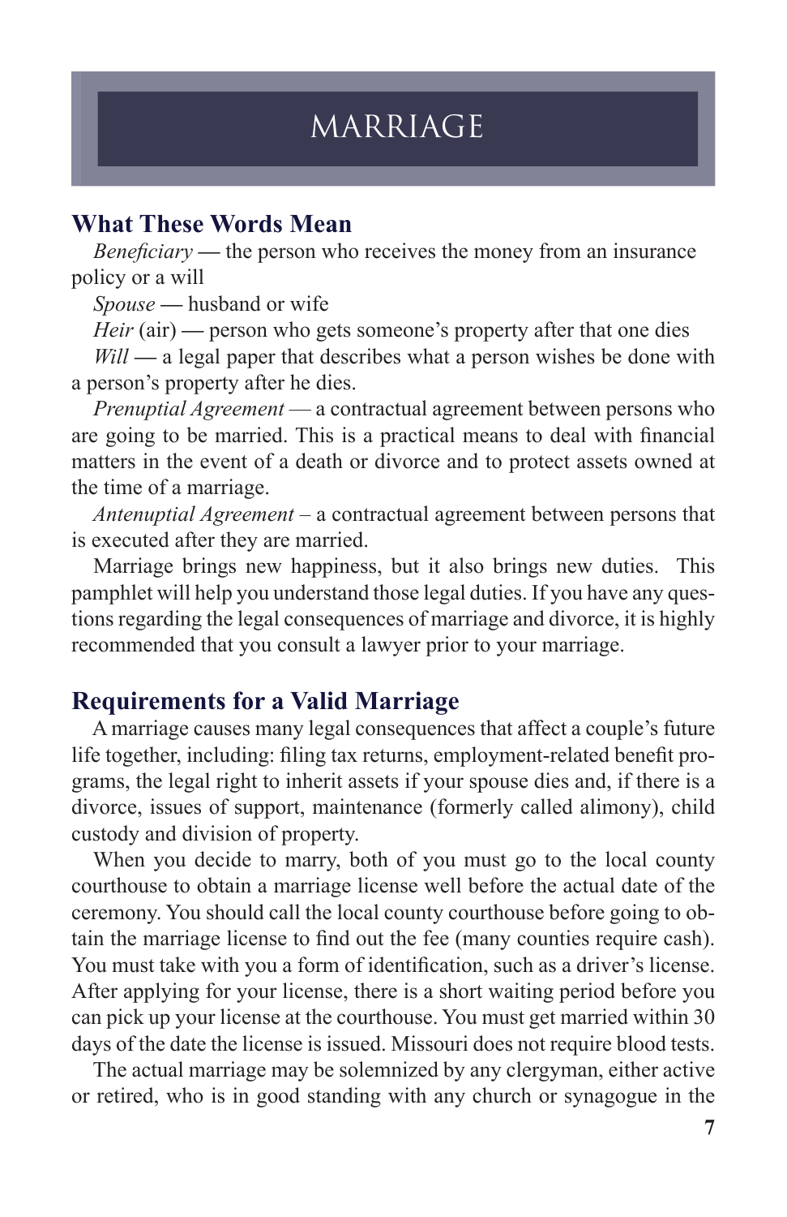# MARRIAGE

## What These Words Mean

*Beneficiary* — the person who receives the money from an insurance policy or a will

*Spouse* — husband or wife

*Heir* (air) — person who gets someone's property after that one dies

*Will* — a legal paper that describes what a person wishes be done with a person's property after he dies.

*Prenuptial Agreement* — a contractual agreement between persons who are going to be married. This is a practical means to deal with financial matters in the event of a death or divorce and to protect assets owned at the time of a marriage.

*Antenuptial Agreement* – a contractual agreement between persons that is executed after they are married.

Marriage brings new happiness, but it also brings new duties. This pamphlet will help you understand those legal duties. If you have any questions regarding the legal consequences of marriage and divorce, it is highly recommended that you consult a lawyer prior to your marriage.

## Requirements for a Valid Marriage

A marriage causes many legal consequences that affect a couple's future life together, including: filing tax returns, employment-related benefit programs, the legal right to inherit assets if your spouse dies and, if there is a divorce, issues of support, maintenance (formerly called alimony), child custody and division of property.

When you decide to marry, both of you must go to the local county courthouse to obtain a marriage license well before the actual date of the ceremony. You should call the local county courthouse before going to obtain the marriage license to find out the fee (many counties require cash). You must take with you a form of identification, such as a driver's license. After applying for your license, there is a short waiting period before you can pick up your license at the courthouse. You must get married within 30 days of the date the license is issued. Missouri does not require blood tests.

The actual marriage may be solemnized by any clergyman, either active or retired, who is in good standing with any church or synagogue in the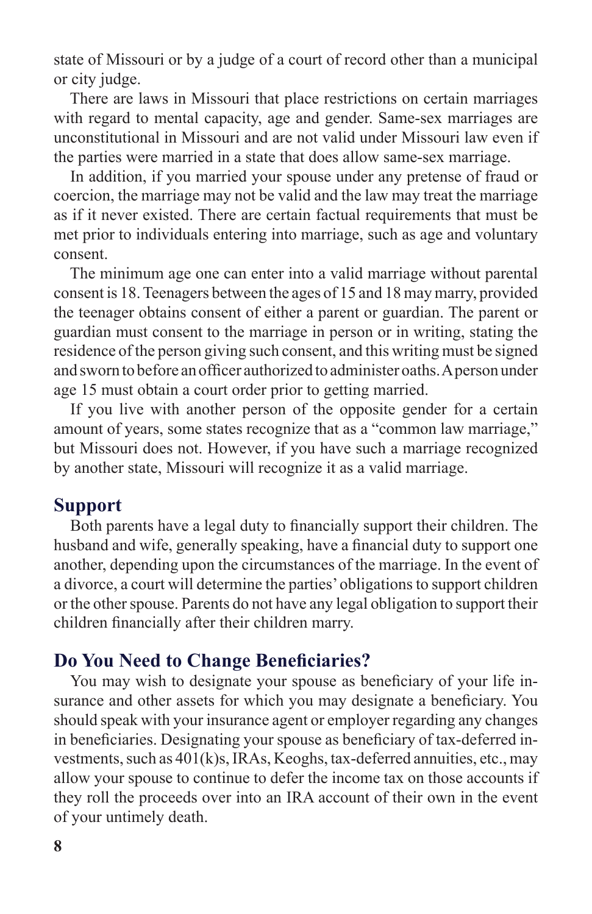state of Missouri or by a judge of a court of record other than a municipal or city judge.

There are laws in Missouri that place restrictions on certain marriages with regard to mental capacity, age and gender. Same-sex marriages are unconstitutional in Missouri and are not valid under Missouri law even if the parties were married in a state that does allow same-sex marriage.

In addition, if you married your spouse under any pretense of fraud or coercion, the marriage may not be valid and the law may treat the marriage as if it never existed. There are certain factual requirements that must be met prior to individuals entering into marriage, such as age and voluntary consent.

The minimum age one can enter into a valid marriage without parental consent is 18. Teenagers between the ages of 15 and 18 may marry, provided the teenager obtains consent of either a parent or guardian. The parent or guardian must consent to the marriage in person or in writing, stating the residence of the person giving such consent, and this writing must be signed and sworn to before an officer authorized to administer oaths. A person under age 15 must obtain a court order prior to getting married.

If you live with another person of the opposite gender for a certain amount of years, some states recognize that as a "common law marriage," but Missouri does not. However, if you have such a marriage recognized by another state, Missouri will recognize it as a valid marriage.

## Support

Both parents have a legal duty to financially support their children. The husband and wife, generally speaking, have a financial duty to support one another, depending upon the circumstances of the marriage. In the event of a divorce, a court will determine the parties' obligations to support children or the other spouse. Parents do not have any legal obligation to support their children financially after their children marry.

## Do You Need to Change Beneficiaries?

You may wish to designate your spouse as beneficiary of your life insurance and other assets for which you may designate a beneficiary. You should speak with your insurance agent or employer regarding any changes in beneficiaries. Designating your spouse as beneficiary of tax-deferred investments, such as 401(k)s, IRAs, Keoghs, tax-deferred annuities, etc., may allow your spouse to continue to defer the income tax on those accounts if they roll the proceeds over into an IRA account of their own in the event of your untimely death.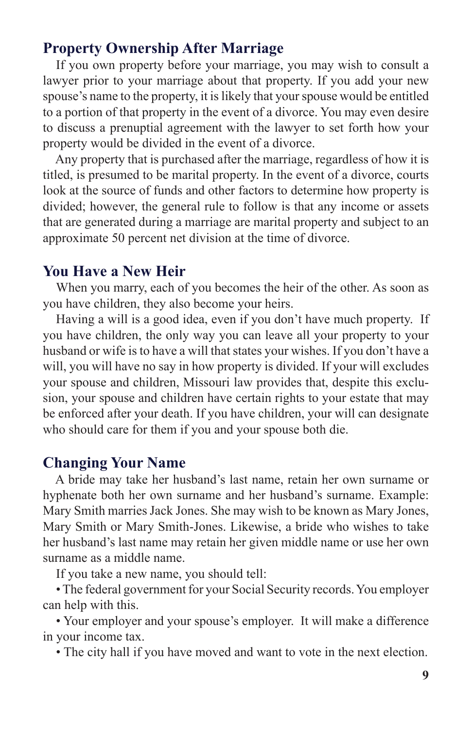## Property Ownership After Marriage

If you own property before your marriage, you may wish to consult a lawyer prior to your marriage about that property. If you add your new spouse's name to the property, it is likely that your spouse would be entitled to a portion of that property in the event of a divorce. You may even desire to discuss a prenuptial agreement with the lawyer to set forth how your property would be divided in the event of a divorce.

Any property that is purchased after the marriage, regardless of how it is titled, is presumed to be marital property. In the event of a divorce, courts look at the source of funds and other factors to determine how property is divided; however, the general rule to follow is that any income or assets that are generated during a marriage are marital property and subject to an approximate 50 percent net division at the time of divorce.

## You Have a New Heir

When you marry, each of you becomes the heir of the other. As soon as you have children, they also become your heirs.

Having a will is a good idea, even if you don't have much property. If you have children, the only way you can leave all your property to your husband or wife is to have a will that states your wishes. If you don't have a will, you will have no say in how property is divided. If your will excludes your spouse and children, Missouri law provides that, despite this exclusion, your spouse and children have certain rights to your estate that may be enforced after your death. If you have children, your will can designate who should care for them if you and your spouse both die.

## Changing Your Name

A bride may take her husband's last name, retain her own surname or hyphenate both her own surname and her husband's surname. Example: Mary Smith marries Jack Jones. She may wish to be known as Mary Jones, Mary Smith or Mary Smith-Jones. Likewise, a bride who wishes to take her husband's last name may retain her given middle name or use her own surname as a middle name.

If you take a new name, you should tell:

- The federal government for your Social Security records. You employer can help with this.
- Your employer and your spouse's employer. It will make a difference in your income tax.
- The city hall if you have moved and want to vote in the next election.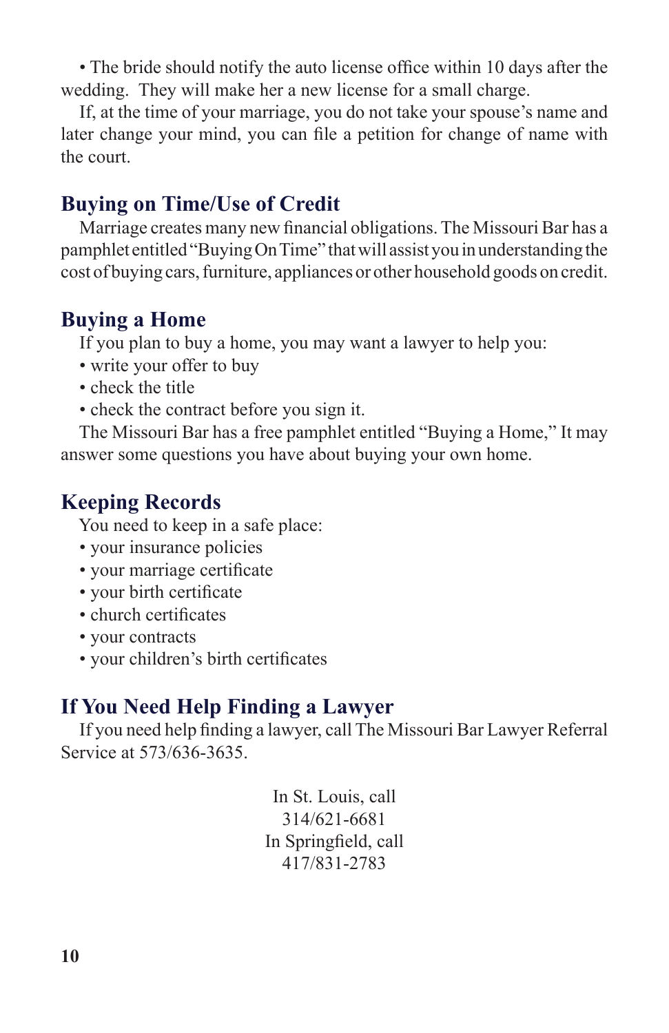- The bride should notify the auto license office within 10 days after the wedding. They will make her a new license for a small charge.

If, at the time of your marriage, you do not take your spouse's name and later change your mind, you can file a petition for change of name with the court.

## Buying on Time/Use of Credit

Marriage creates many new financial obligations. The Missouri Bar has a pamphlet entitled "Buying On Time" that will assist you in understanding the cost of buying cars, furniture, appliances or other household goods on credit.

## Buying a Home

If you plan to buy a home, you may want a lawyer to help you:

- write your offer to buy
- check the title
- check the contract before you sign it.

The Missouri Bar has a free pamphlet entitled "Buying a Home," It may answer some questions you have about buying your own home.

## Keeping Records

You need to keep in a safe place:

- your insurance policies
- your marriage certificate
- your birth certificate
- church certificates
- your contracts
- your children's birth certificates

## If You Need Help Finding a Lawyer

If you need help finding a lawyer, call The Missouri Bar Lawyer Referral Service at 573/636-3635.

In St. Louis, call
314/621-6681
In Springfield, call
417/831-2783